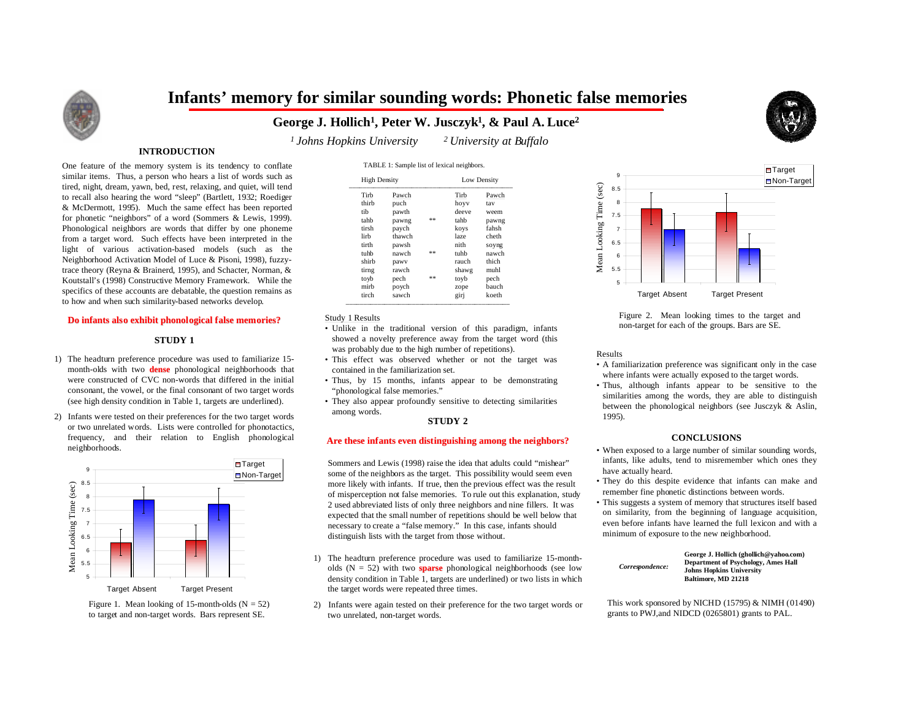# Infants' memory for similar sounding words: Phonetic false memories

## George J. Hollich[1], Peter W. Jusczyk[1], & Paul A. Luce[2]

*[1] Johns Hopkins University* *[2] University at Buffalo*

### INTRODUCTION

One feature of the memory system is its tendency to conflate similar items. Thus, a person who hears a list of words such as tired, night, dream, yawn, bed, rest, relaxing, and quiet, will tend to recall also hearing the word "sleep" (Bartlett, 1932; Roediger & McDermott, 1995). Much the same effect has been reported for phonetic "neighbors" of a word (Sommers & Lewis, 1999). Phonological neighbors are words that differ by one phoneme from a target word. Such effects have been interpreted in the light of various activation-based models (such as the Neighborhood Activation Model of Luce & Pisoni, 1998), fuzzy-trace theory (Reyna & Brainerd, 1995), and Schacter, Norman, & Koutstall's (1998) Constructive Memory Framework. While the specifics of these accounts are debatable, the question remains as to how and when such similarity-based networks develop.

**Do infants also exhibit phonological false memories?**

### STUDY 1

1) The headturn preference procedure was used to familiarize 15-month-olds with two **dense** phonological neighborhoods that were constructed of CVC non-words that differed in the initial consonant, the vowel, or the final consonant of two target words (see high density condition in Table 1, targets are underlined).

2) Infants were tested on their preferences for the two target words or two unrelated words. Lists were controlled for phonotactics, frequency, and their relation to English phonological neighborhoods.

| | Target Absent | Target Present |
|---|---|---|
| Target | ~6.3 | ~6.4 |
| Non-Target | ~7.9 | ~7.7 |

Figure 1. Mean looking of 15-month-olds (N = 52) to target and non-target words. Bars represent SE.

TABLE 1: Sample list of lexical neighbors.

| High Density | | | Low Density | |
|---|---|---|---|---|
| Tirb | Pawch | | Tirb | Pawch |
| thirb | puch | | hoyv | tav |
| tib | pawth | | deeve | weem |
| tahb | pawng | ** | tahb | pawng |
| tirsh | paych | | koys | fahsh |
| lirb | thawch | | laze | cheth |
| tirth | pawsh | | nith | soyng |
| tuhb | nawch | ** | tuhb | nawch |
| shirb | pawv | | rauch | thich |
| tirng | rawch | | shawg | muhl |
| toyb | pech | ** | toyb | pech |
| mirb | poych | | zope | bauch |
| tirch | sawch | | girj | koeth |

Study 1 Results

- Unlike in the traditional version of this paradigm, infants showed a novelty preference away from the target word (this was probably due to the high number of repetitions).
- This effect was observed whether or not the target was contained in the familiarization set.
- Thus, by 15 months, infants appear to be demonstrating "phonological false memories."
- They also appear profoundly sensitive to detecting similarities among words.

### STUDY 2

**Are these infants even distinguishing among the neighbors?**

Sommers and Lewis (1998) raise the idea that adults could "mishear" some of the neighbors as the target. This possibility would seem even more likely with infants. If true, then the previous effect was the result of misperception not false memories. To rule out this explanation, study 2 used abbreviated lists of only three neighbors and nine fillers. It was expected that the small number of repetitions should be well below that necessary to create a "false memory." In this case, infants should distinguish lists with the target from those without.

1) The headturn preference procedure was used to familiarize 15-month-olds (N = 52) with two **sparse** phonological neighborhoods (see low density condition in Table 1, targets are underlined) or two lists in which the target words were repeated three times.

2) Infants were again tested on their preference for the two target words or two unrelated, non-target words.

| | Target Absent | Target Present |
|---|---|---|
| Target | ~7.8 | ~7.6 |
| Non-Target | ~7.0 | ~6.3 |

Figure 2. Mean looking times to the target and non-target for each of the groups. Bars are SE.

Results

- A familiarization preference was significant only in the case where infants were actually exposed to the target words.
- Thus, although infants appear to be sensitive to the similarities among the words, they are able to distinguish between the phonological neighbors (see Jusczyk & Aslin, 1995).

### CONCLUSIONS

- When exposed to a large number of similar sounding words, infants, like adults, tend to misremember which ones they have actually heard.
- They do this despite evidence that infants can make and remember fine phonetic distinctions between words.
- This suggests a system of memory that structures itself based on similarity, from the beginning of language acquisition, even before infants have learned the full lexicon and with a minimum of exposure to the new neighborhood.

*Correspondence:* **George J. Hollich (ghollich@yahoo.com)**
**Department of Psychology, Ames Hall**
**Johns Hopkins University**
**Baltimore, MD 21218**

This work sponsored by NICHD (15795) & NIMH (01490) grants to PWJ,and NIDCD (0265801) grants to PAL.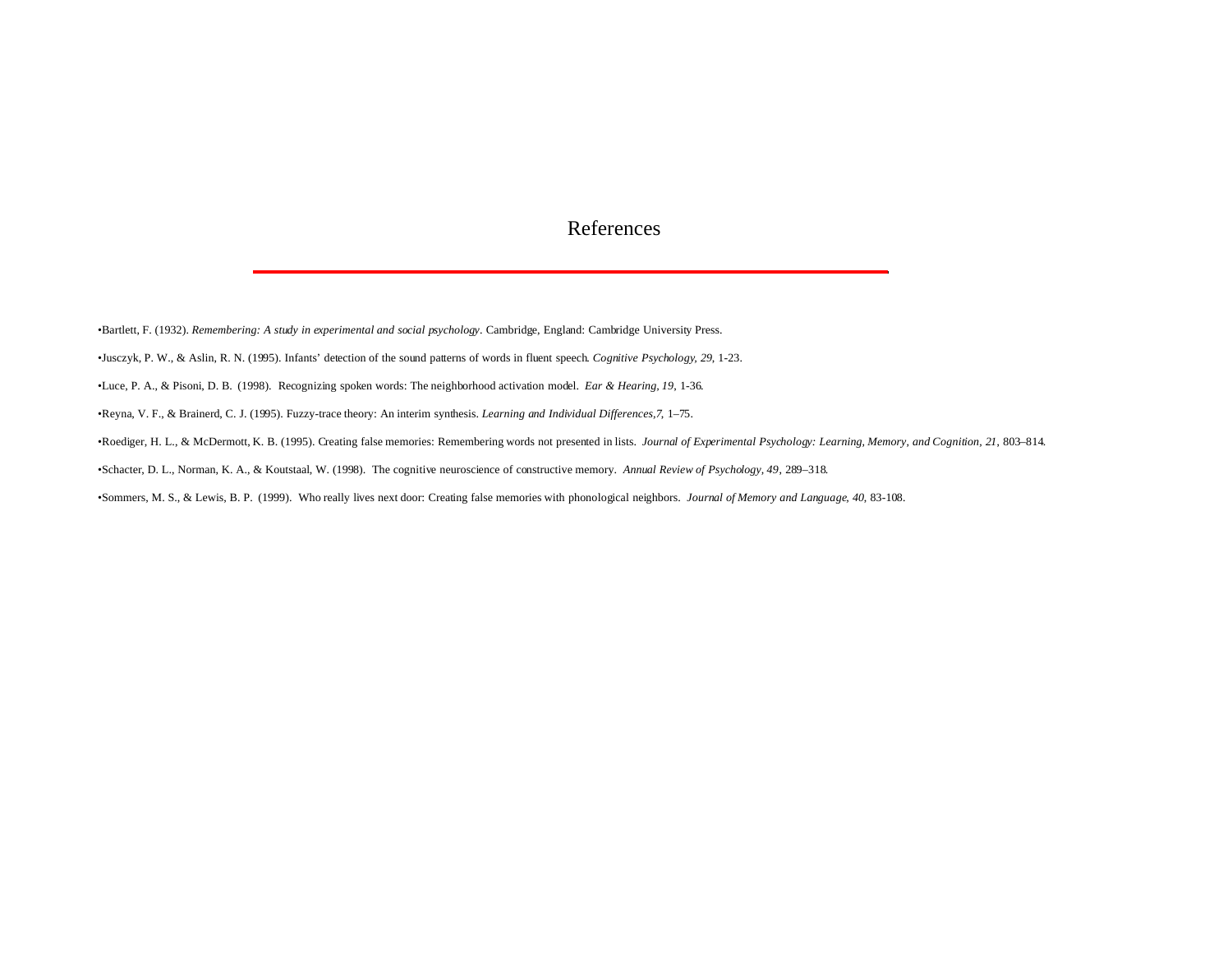# References

- Bartlett, F. (1932). *Remembering: A study in experimental and social psychology*. Cambridge, England: Cambridge University Press.
- Jusczyk, P. W., & Aslin, R. N. (1995). Infants' detection of the sound patterns of words in fluent speech. *Cognitive Psychology, 29*, 1-23.
- Luce, P. A., & Pisoni, D. B. (1998). Recognizing spoken words: The neighborhood activation model. *Ear & Hearing*, *19*, 1-36.
- Reyna, V. F., & Brainerd, C. J. (1995). Fuzzy-trace theory: An interim synthesis. *Learning and Individual Differences,7,* 1–75.
- Roediger, H. L., & McDermott, K. B. (1995). Creating false memories: Remembering words not presented in lists. *Journal of Experimental Psychology: Learning, Memory, and Cognition*, *21*, 803–814.
- Schacter, D. L., Norman, K. A., & Koutstaal, W. (1998). The cognitive neuroscience of constructive memory. *Annual Review of Psychology*, *49*, 289–318.
- Sommers, M. S., & Lewis, B. P. (1999). Who really lives next door: Creating false memories with phonological neighbors. *Journal of Memory and Language*, *40*, 83-108.